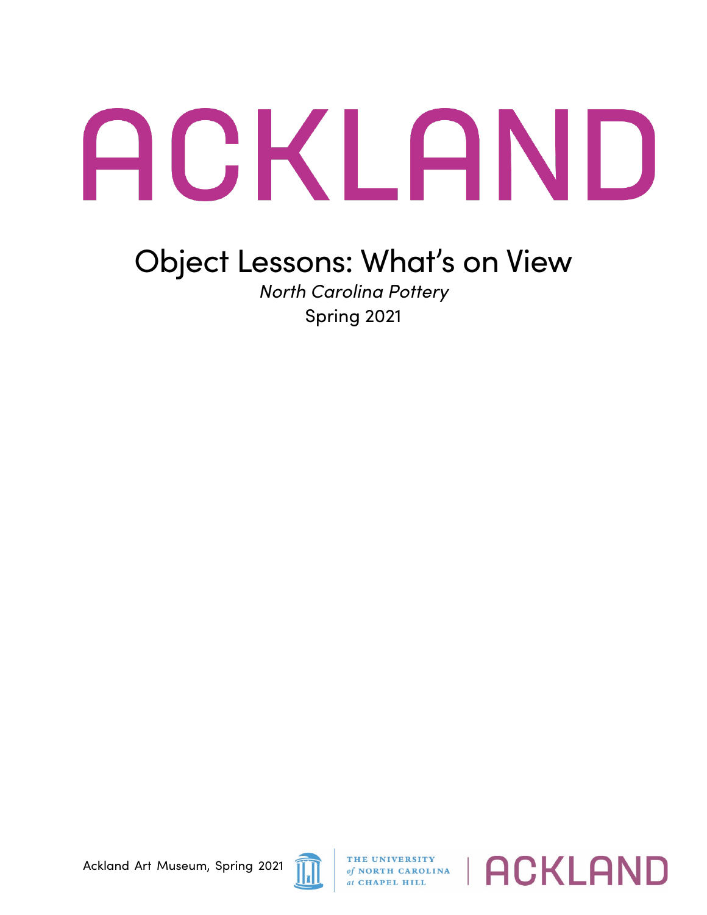# ACKLAND

## Object Lessons: What's on View

*North Carolina Pottery*

Spring 2021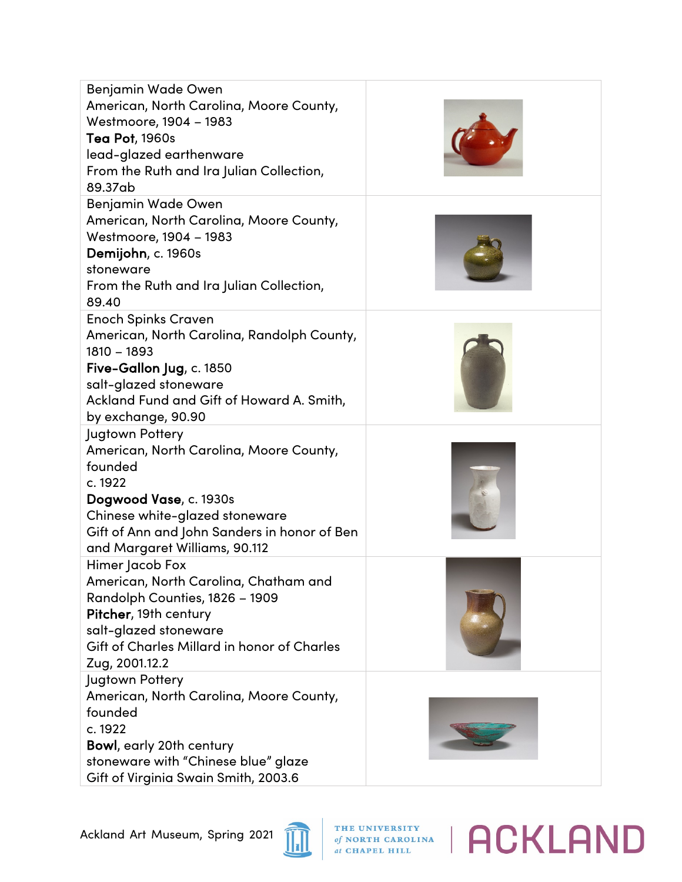| | |
|---|---|
| Benjamin Wade Owen<br>American, North Carolina, Moore County, Westmoore, 1904 – 1983<br>**Tea Pot**, 1960s<br>lead-glazed earthenware<br>From the Ruth and Ira Julian Collection, 89.37ab | |
| Benjamin Wade Owen<br>American, North Carolina, Moore County, Westmoore, 1904 – 1983<br>**Demijohn**, c. 1960s<br>stoneware<br>From the Ruth and Ira Julian Collection, 89.40 | |
| Enoch Spinks Craven<br>American, North Carolina, Randolph County, 1810 – 1893<br>**Five-Gallon Jug**, c. 1850<br>salt-glazed stoneware<br>Ackland Fund and Gift of Howard A. Smith, by exchange, 90.90 | |
| Jugtown Pottery<br>American, North Carolina, Moore County, founded<br>c. 1922<br>**Dogwood Vase**, c. 1930s<br>Chinese white-glazed stoneware<br>Gift of Ann and John Sanders in honor of Ben and Margaret Williams, 90.112 | |
| Himer Jacob Fox<br>American, North Carolina, Chatham and Randolph Counties, 1826 – 1909<br>**Pitcher**, 19th century<br>salt-glazed stoneware<br>Gift of Charles Millard in honor of Charles Zug, 2001.12.2 | |
| Jugtown Pottery<br>American, North Carolina, Moore County, founded<br>c. 1922<br>**Bowl**, early 20th century<br>stoneware with "Chinese blue" glaze<br>Gift of Virginia Swain Smith, 2003.6 | |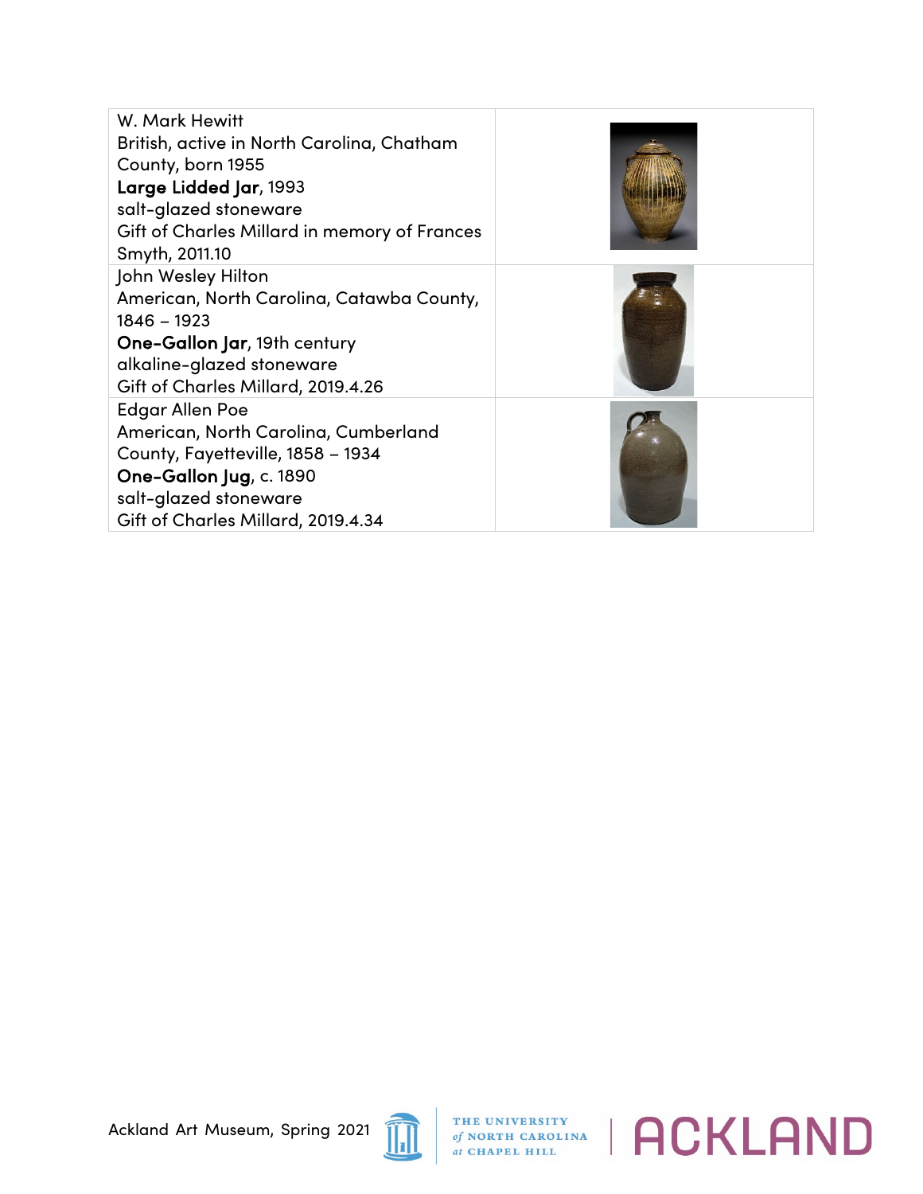| | |
|---|---|
| W. Mark Hewitt<br>British, active in North Carolina, Chatham County, born 1955<br>**Large Lidded Jar**, 1993<br>salt-glazed stoneware<br>Gift of Charles Millard in memory of Frances Smyth, 2011.10 | |
| John Wesley Hilton<br>American, North Carolina, Catawba County, 1846 – 1923<br>**One-Gallon Jar**, 19th century<br>alkaline-glazed stoneware<br>Gift of Charles Millard, 2019.4.26 | |
| Edgar Allen Poe<br>American, North Carolina, Cumberland County, Fayetteville, 1858 – 1934<br>**One-Gallon Jug**, c. 1890<br>salt-glazed stoneware<br>Gift of Charles Millard, 2019.4.34 | |